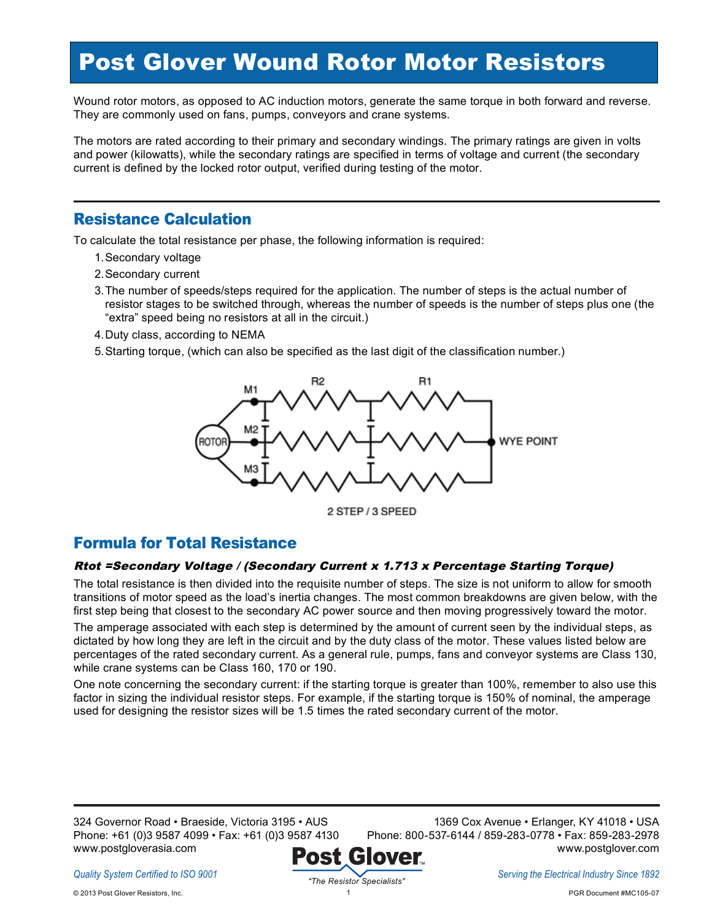# Post Glover Wound Rotor Motor Resistors

Wound rotor motors, as opposed to AC induction motors, generate the same torque in both forward and reverse. They are commonly used on fans, pumps, conveyors and crane systems.

The motors are rated according to their primary and secondary windings. The primary ratings are given in volts and power (kilowatts), while the secondary ratings are specified in terms of voltage and current (the secondary current is defined by the locked rotor output, verified during testing of the motor.

## Resistance Calculation

To calculate the total resistance per phase, the following information is required:

1. Secondary voltage
2. Secondary current
3. The number of speeds/steps required for the application. The number of steps is the actual number of resistor stages to be switched through, whereas the number of speeds is the number of steps plus one (the "extra" speed being no resistors at all in the circuit.)
4. Duty class, according to NEMA
5. Starting torque, (which can also be specified as the last digit of the classification number.)

M1 R2 R1
ROTOR M2 WYE POINT
M3

2 STEP / 3 SPEED

## Formula for Total Resistance

***Rtot =Secondary Voltage / (Secondary Current x 1.713 x Percentage Starting Torque)***

The total resistance is then divided into the requisite number of steps. The size is not uniform to allow for smooth transitions of motor speed as the load's inertia changes. The most common breakdowns are given below, with the first step being that closest to the secondary AC power source and then moving progressively toward the motor.

The amperage associated with each step is determined by the amount of current seen by the individual steps, as dictated by how long they are left in the circuit and by the duty class of the motor. These values listed below are percentages of the rated secondary current. As a general rule, pumps, fans and conveyor systems are Class 130, while crane systems can be Class 160, 170 or 190.

One note concerning the secondary current: if the starting torque is greater than 100%, remember to also use this factor in sizing the individual resistor steps. For example, if the starting torque is 150% of nominal, the amperage used for designing the resistor sizes will be 1.5 times the rated secondary current of the motor.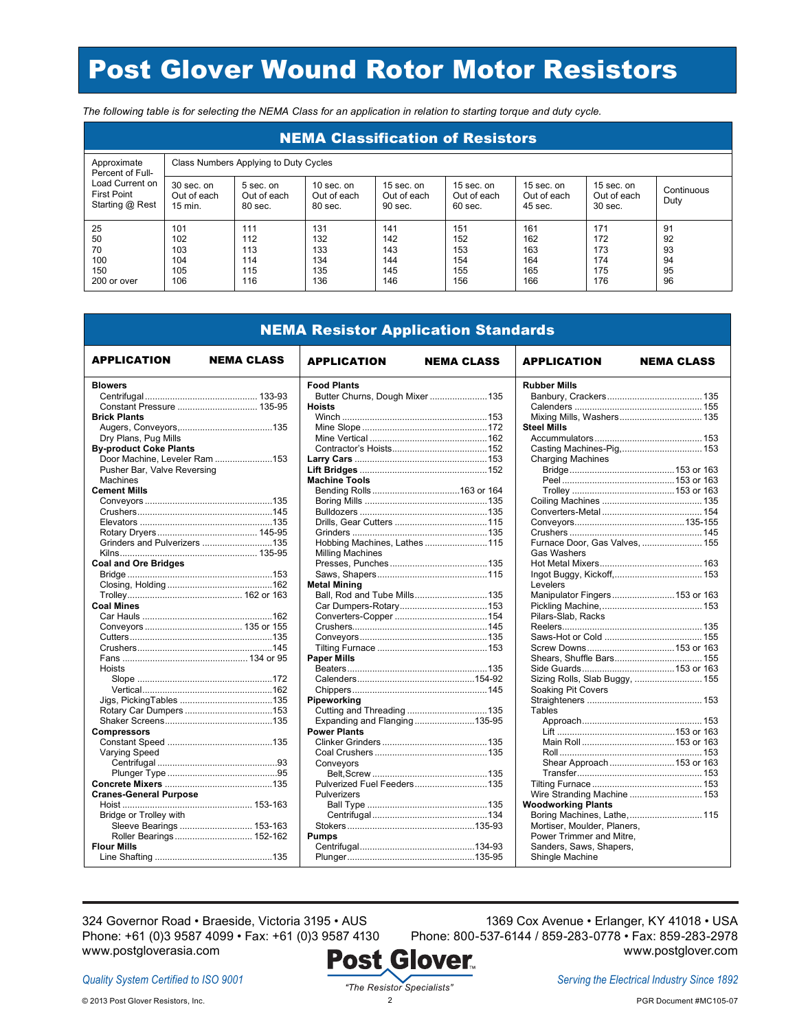# Post Glover Wound Rotor Motor Resistors

*The following table is for selecting the NEMA Class for an application in relation to starting torque and duty cycle.*

## NEMA Classification of Resistors

| Approximate Percent of Full-Load Current on First Point Starting @ Rest | Class Numbers Applying to Duty Cycles | | | | | | | |
|---|---|---|---|---|---|---|---|---|
| | 30 sec. on Out of each 15 min. | 5 sec. on Out of each 80 sec. | 10 sec. on Out of each 80 sec. | 15 sec. on Out of each 90 sec. | 15 sec. on Out of each 60 sec. | 15 sec. on Out of each 45 sec. | 15 sec. on Out of each 30 sec. | Continuous Duty |
| 25 | 101 | 111 | 131 | 141 | 151 | 161 | 171 | 91 |
| 50 | 102 | 112 | 132 | 142 | 152 | 162 | 172 | 92 |
| 70 | 103 | 113 | 133 | 143 | 153 | 163 | 173 | 93 |
| 100 | 104 | 114 | 134 | 144 | 154 | 164 | 174 | 94 |
| 150 | 105 | 115 | 135 | 145 | 155 | 165 | 175 | 95 |
| 200 or over | 106 | 116 | 136 | 146 | 156 | 166 | 176 | 96 |

## NEMA Resistor Application Standards

| APPLICATION | NEMA CLASS |
|---|---|
| **Blowers** | |
| Centrifugal | 133-93 |
| Constant Pressure | 135-95 |
| **Brick Plants** | |
| Augers, Conveyors, | 135 |
| Dry Plans, Pug Mills | |
| **By-product Coke Plants** | |
| Door Machine, Leveler Ram | 153 |
| Pusher Bar, Valve Reversing Machines | |
| **Cement Mills** | |
| Conveyors | 135 |
| Crushers | 145 |
| Elevators | 135 |
| Rotary Dryers | 145-95 |
| Grinders and Pulverizers | 135 |
| Kilns | 135-95 |
| **Coal and Ore Bridges** | |
| Bridge | 153 |
| Closing, Holding | 162 |
| Trolley | 162 or 163 |
| **Coal Mines** | |
| Car Hauls | 162 |
| Conveyors | 135 or 155 |
| Cutters | 135 |
| Crushers | 145 |
| Fans | 134 or 95 |
| Hoists | |
| Slope | 172 |
| Vertical | 162 |
| Jigs, PickingTables | 135 |
| Rotary Car Dumpers | 153 |
| Shaker Screens | 135 |
| **Compressors** | |
| Constant Speed | 135 |
| Varying Speed | |
| Centrifugal | 93 |
| Plunger Type | 95 |
| **Concrete Mixers** | 135 |
| **Cranes-General Purpose** | |
| Hoist | 153-163 |
| Bridge or Trolley with | |
| Sleeve Bearings | 153-163 |
| Roller Bearings | 152-162 |
| **Flour Mills** | |
| Line Shafting | 135 |
| **Food Plants** | |
| Butter Churns, Dough Mixer | 135 |
| **Hoists** | |
| Winch | 153 |
| Mine Slope | 172 |
| Mine Vertical | 162 |
| Contractor's Hoists | 152 |
| **Larry Cars** | 153 |
| **Lift Bridges** | 152 |
| **Machine Tools** | |
| Bending Rolls | 163 or 164 |
| Boring Mills | 135 |
| Bulldozers | 135 |
| Drills, Gear Cutters | 115 |
| Grinders | 135 |
| Hobbing Machines, Lathes | 115 |
| Milling Machines | |
| Presses, Punches | 135 |
| Saws, Shapers | 115 |
| **Metal Mining** | |
| Ball, Rod and Tube Mills | 135 |
| Car Dumpers-Rotary | 153 |
| Converters-Copper | 154 |
| Crushers | 145 |
| Conveyors | 135 |
| Tilting Furnace | 153 |
| **Paper Mills** | |
| Beaters | 135 |
| Calenders | 154-92 |
| Chippers | 145 |
| **Pipeworking** | |
| Cutting and Threading | 135 |
| Expanding and Flanging | 135-95 |
| **Power Plants** | |
| Clinker Grinders | 135 |
| Coal Crushers | 135 |
| Conveyors | |
| Belt,Screw | 135 |
| Pulverized Fuel Feeders | 135 |
| Pulverizers | |
| Ball Type | 135 |
| Centrifugal | 134 |
| Stokers | 135-93 |
| **Pumps** | |
| Centrifugal | 134-93 |
| Plunger | 135-95 |
| **Rubber Mills** | |
| Banbury, Crackers | 135 |
| Calenders | 155 |
| Mixing Mills, Washers | 135 |
| **Steel Mills** | |
| Accummulators | 153 |
| Casting Machines-Pig, | 153 |
| Charging Machines | |
| Bridge | 153 or 163 |
| Peel | 153 or 163 |
| Trolley | 153 or 163 |
| Coiling Machines | 135 |
| Converters-Metal | 154 |
| Conveyors | 135-155 |
| Crushers | 145 |
| Furnace Door, Gas Valves, | 155 |
| Gas Washers | |
| Hot Metal Mixers | 163 |
| Ingot Buggy, Kickoff, | 153 |
| Levelers | |
| Manipulator Fingers | 153 or 163 |
| Pickling Machine, | 153 |
| Pilars-Slab, Racks | |
| Reelers | 135 |
| Saws-Hot or Cold | 155 |
| Screw Downs | 153 or 163 |
| Shears, Shuffle Bars | 155 |
| Side Guards | 153 or 163 |
| Sizing Rolls, Slab Buggy, | 155 |
| Soaking Pit Covers | |
| Straighteners | 153 |
| Tables | |
| Approach | 153 |
| Lift | 153 or 163 |
| Main Roll | 153 or 163 |
| Roll | 153 |
| Shear Approach | 153 or 163 |
| Transfer | 153 |
| Tilting Furnace | 153 |
| Wire Stranding Machine | 153 |
| **Woodworking Plants** | |
| Boring Machines, Lathe, | 115 |
| Mortiser, Moulder, Planers, | |
| Power Trimmer and Mitre, | |
| Sanders, Saws, Shapers, | |
| Shingle Machine | |

324 Governor Road • Braeside, Victoria 3195 • AUS
Phone: +61 (0)3 9587 4099 • Fax: +61 (0)3 9587 4130
www.postgloverasia.com

1369 Cox Avenue • Erlanger, KY 41018 • USA
Phone: 800-537-6144 / 859-283-0778 • Fax: 859-283-2978
www.postglover.com

**Post Glover**
*"The Resistor Specialists"*

*Quality System Certified to ISO 9001*

*Serving the Electrical Industry Since 1892*

© 2013 Post Glover Resistors, Inc.

PGR Document #MC105-07